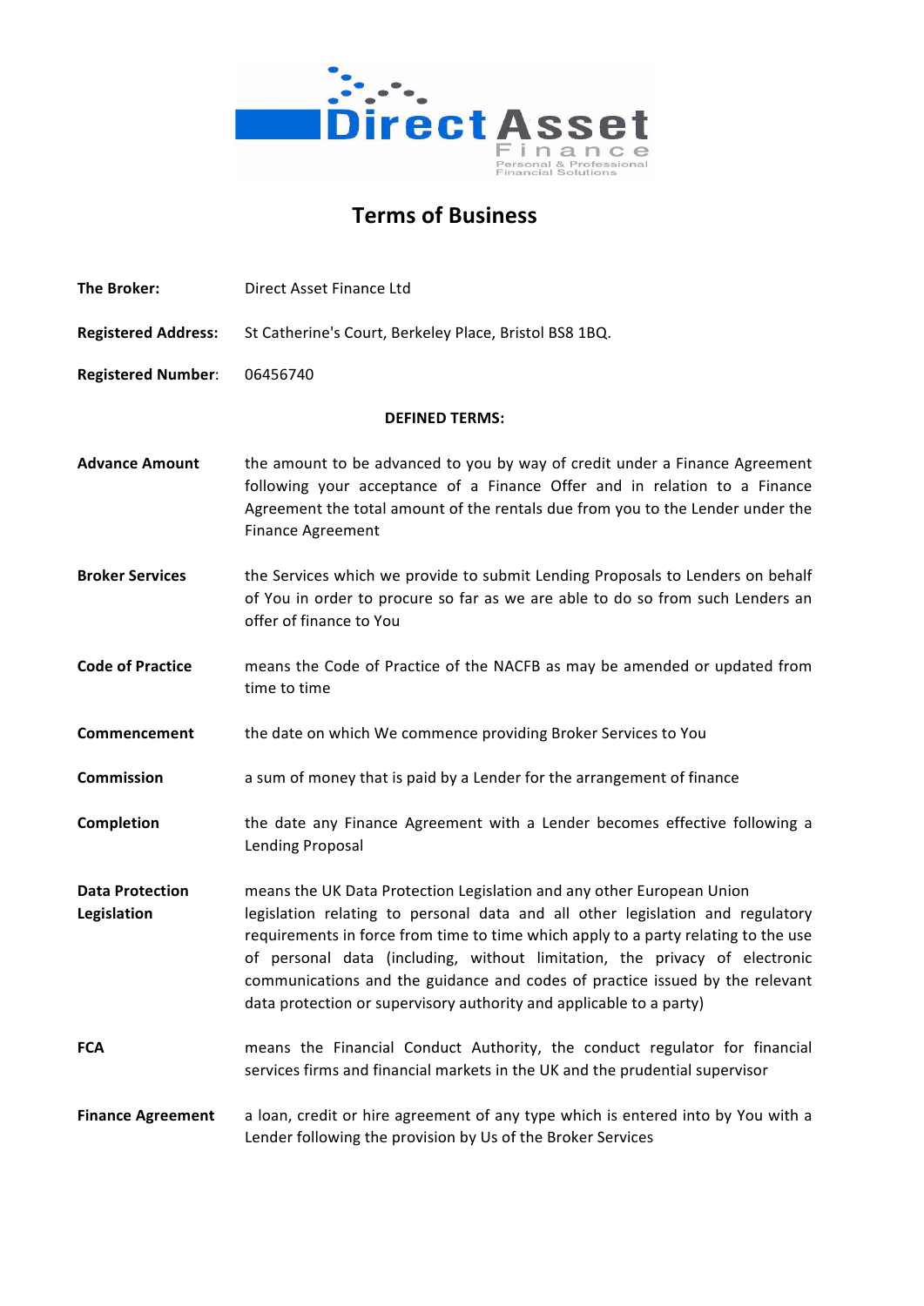# Terms of Business

**The Broker:** Direct Asset Finance Ltd

**Registered Address:** St Catherine's Court, Berkeley Place, Bristol BS8 1BQ.

**Registered Number:** 06456740

**DEFINED TERMS:**

**Advance Amount** — the amount to be advanced to you by way of credit under a Finance Agreement following your acceptance of a Finance Offer and in relation to a Finance Agreement the total amount of the rentals due from you to the Lender under the Finance Agreement

**Broker Services** — the Services which we provide to submit Lending Proposals to Lenders on behalf of You in order to procure so far as we are able to do so from such Lenders an offer of finance to You

**Code of Practice** — means the Code of Practice of the NACFB as may be amended or updated from time to time

**Commencement** — the date on which We commence providing Broker Services to You

**Commission** — a sum of money that is paid by a Lender for the arrangement of finance

**Completion** — the date any Finance Agreement with a Lender becomes effective following a Lending Proposal

**Data Protection Legislation** — means the UK Data Protection Legislation and any other European Union legislation relating to personal data and all other legislation and regulatory requirements in force from time to time which apply to a party relating to the use of personal data (including, without limitation, the privacy of electronic communications and the guidance and codes of practice issued by the relevant data protection or supervisory authority and applicable to a party)

**FCA** — means the Financial Conduct Authority, the conduct regulator for financial services firms and financial markets in the UK and the prudential supervisor

**Finance Agreement** — a loan, credit or hire agreement of any type which is entered into by You with a Lender following the provision by Us of the Broker Services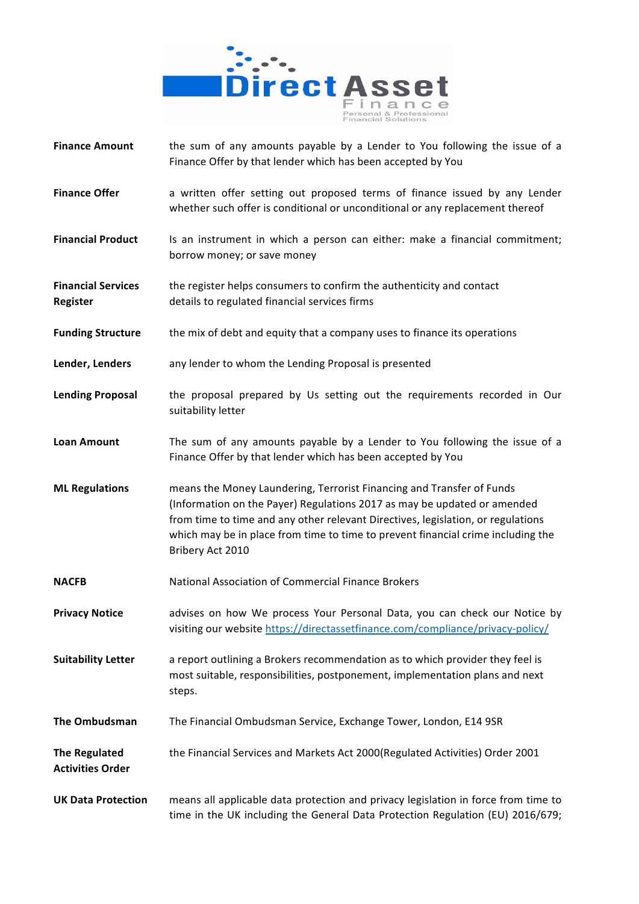| | |
|---|---|
| **Finance Amount** | the sum of any amounts payable by a Lender to You following the issue of a Finance Offer by that lender which has been accepted by You |
| **Finance Offer** | a written offer setting out proposed terms of finance issued by any Lender whether such offer is conditional or unconditional or any replacement thereof |
| **Financial Product** | Is an instrument in which a person can either: make a financial commitment; borrow money; or save money |
| **Financial Services Register** | the register helps consumers to confirm the authenticity and contact details to regulated financial services firms |
| **Funding Structure** | the mix of debt and equity that a company uses to finance its operations |
| **Lender, Lenders** | any lender to whom the Lending Proposal is presented |
| **Lending Proposal** | the proposal prepared by Us setting out the requirements recorded in Our suitability letter |
| **Loan Amount** | The sum of any amounts payable by a Lender to You following the issue of a Finance Offer by that lender which has been accepted by You |
| **ML Regulations** | means the Money Laundering, Terrorist Financing and Transfer of Funds (Information on the Payer) Regulations 2017 as may be updated or amended from time to time and any other relevant Directives, legislation, or regulations which may be in place from time to time to prevent financial crime including the Bribery Act 2010 |
| **NACFB** | National Association of Commercial Finance Brokers |
| **Privacy Notice** | advises on how We process Your Personal Data, you can check our Notice by visiting our website https://directassetfinance.com/compliance/privacy-policy/ |
| **Suitability Letter** | a report outlining a Brokers recommendation as to which provider they feel is most suitable, responsibilities, postponement, implementation plans and next steps. |
| **The Ombudsman** | The Financial Ombudsman Service, Exchange Tower, London, E14 9SR |
| **The Regulated Activities Order** | the Financial Services and Markets Act 2000(Regulated Activities) Order 2001 |
| **UK Data Protection** | means all applicable data protection and privacy legislation in force from time to time in the UK including the General Data Protection Regulation (EU) 2016/679; |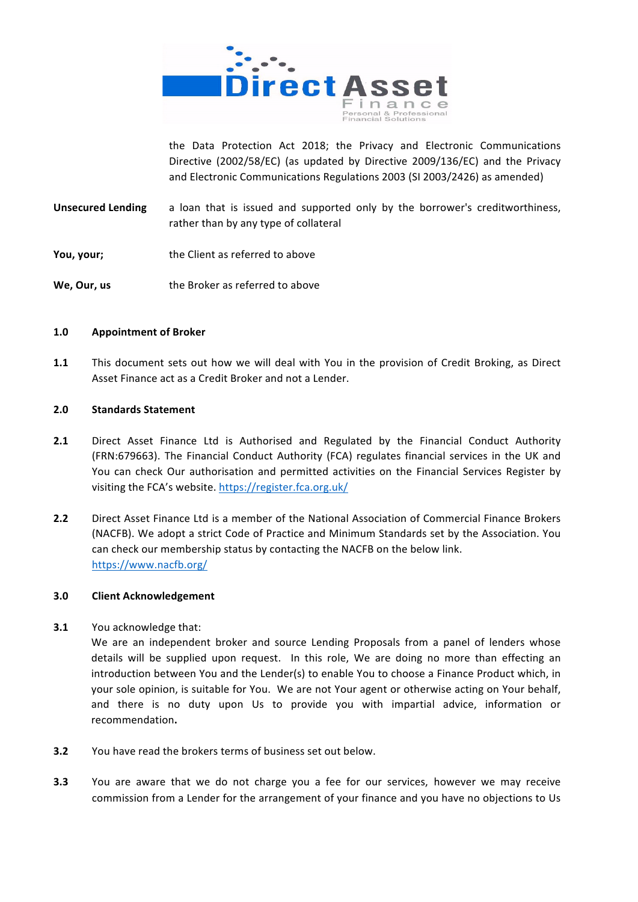the Data Protection Act 2018; the Privacy and Electronic Communications Directive (2002/58/EC) (as updated by Directive 2009/136/EC) and the Privacy and Electronic Communications Regulations 2003 (SI 2003/2426) as amended)

| | |
|---|---|
| **Unsecured Lending** | a loan that is issued and supported only by the borrower's creditworthiness, rather than by any type of collateral |
| **You, your;** | the Client as referred to above |
| **We, Our, us** | the Broker as referred to above |

**1.0 Appointment of Broker**

**1.1** This document sets out how we will deal with You in the provision of Credit Broking, as Direct Asset Finance act as a Credit Broker and not a Lender.

**2.0 Standards Statement**

**2.1** Direct Asset Finance Ltd is Authorised and Regulated by the Financial Conduct Authority (FRN:679663). The Financial Conduct Authority (FCA) regulates financial services in the UK and You can check Our authorisation and permitted activities on the Financial Services Register by visiting the FCA's website. https://register.fca.org.uk/

**2.2** Direct Asset Finance Ltd is a member of the National Association of Commercial Finance Brokers (NACFB). We adopt a strict Code of Practice and Minimum Standards set by the Association. You can check our membership status by contacting the NACFB on the below link. https://www.nacfb.org/

**3.0 Client Acknowledgement**

**3.1** You acknowledge that:
We are an independent broker and source Lending Proposals from a panel of lenders whose details will be supplied upon request. In this role, We are doing no more than effecting an introduction between You and the Lender(s) to enable You to choose a Finance Product which, in your sole opinion, is suitable for You. We are not Your agent or otherwise acting on Your behalf, and there is no duty upon Us to provide you with impartial advice, information or recommendation**.**

**3.2** You have read the brokers terms of business set out below.

**3.3** You are aware that we do not charge you a fee for our services, however we may receive commission from a Lender for the arrangement of your finance and you have no objections to Us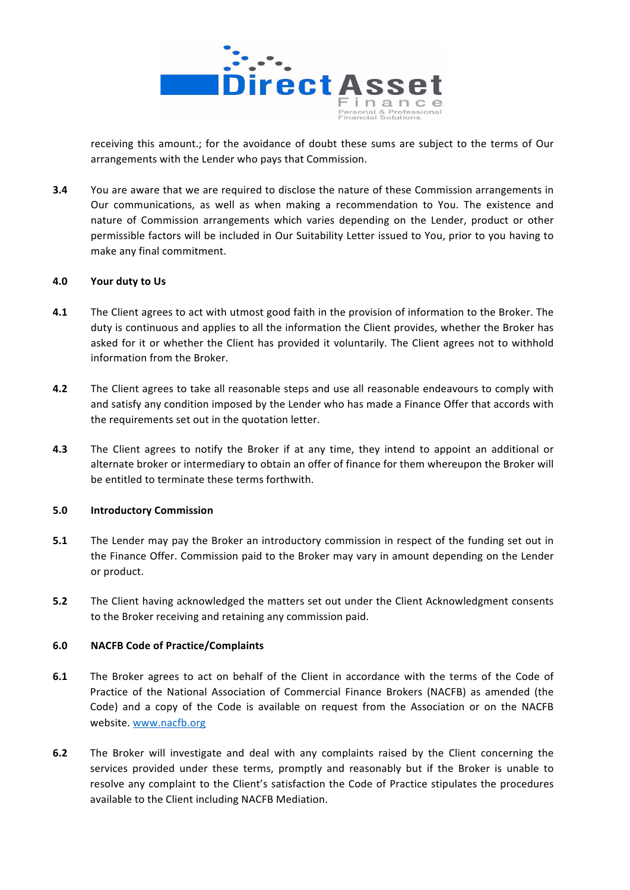receiving this amount.; for the avoidance of doubt these sums are subject to the terms of Our arrangements with the Lender who pays that Commission.

**3.4** You are aware that we are required to disclose the nature of these Commission arrangements in Our communications, as well as when making a recommendation to You. The existence and nature of Commission arrangements which varies depending on the Lender, product or other permissible factors will be included in Our Suitability Letter issued to You, prior to you having to make any final commitment.

**4.0 Your duty to Us**

**4.1** The Client agrees to act with utmost good faith in the provision of information to the Broker. The duty is continuous and applies to all the information the Client provides, whether the Broker has asked for it or whether the Client has provided it voluntarily. The Client agrees not to withhold information from the Broker.

**4.2** The Client agrees to take all reasonable steps and use all reasonable endeavours to comply with and satisfy any condition imposed by the Lender who has made a Finance Offer that accords with the requirements set out in the quotation letter.

**4.3** The Client agrees to notify the Broker if at any time, they intend to appoint an additional or alternate broker or intermediary to obtain an offer of finance for them whereupon the Broker will be entitled to terminate these terms forthwith.

**5.0 Introductory Commission**

**5.1** The Lender may pay the Broker an introductory commission in respect of the funding set out in the Finance Offer. Commission paid to the Broker may vary in amount depending on the Lender or product.

**5.2** The Client having acknowledged the matters set out under the Client Acknowledgment consents to the Broker receiving and retaining any commission paid.

**6.0 NACFB Code of Practice/Complaints**

**6.1** The Broker agrees to act on behalf of the Client in accordance with the terms of the Code of Practice of the National Association of Commercial Finance Brokers (NACFB) as amended (the Code) and a copy of the Code is available on request from the Association or on the NACFB website. [www.nacfb.org](http://www.nacfb.org)

**6.2** The Broker will investigate and deal with any complaints raised by the Client concerning the services provided under these terms, promptly and reasonably but if the Broker is unable to resolve any complaint to the Client's satisfaction the Code of Practice stipulates the procedures available to the Client including NACFB Mediation.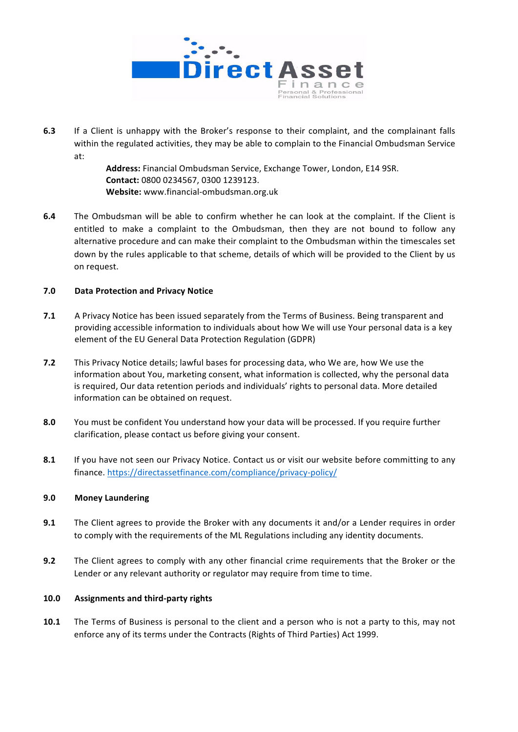**6.3** If a Client is unhappy with the Broker's response to their complaint, and the complainant falls within the regulated activities, they may be able to complain to the Financial Ombudsman Service at:

> **Address:** Financial Ombudsman Service, Exchange Tower, London, E14 9SR.
> **Contact:** 0800 0234567, 0300 1239123.
> **Website:** www.financial-ombudsman.org.uk

**6.4** The Ombudsman will be able to confirm whether he can look at the complaint. If the Client is entitled to make a complaint to the Ombudsman, then they are not bound to follow any alternative procedure and can make their complaint to the Ombudsman within the timescales set down by the rules applicable to that scheme, details of which will be provided to the Client by us on request.

## 7.0 Data Protection and Privacy Notice

**7.1** A Privacy Notice has been issued separately from the Terms of Business. Being transparent and providing accessible information to individuals about how We will use Your personal data is a key element of the EU General Data Protection Regulation (GDPR)

**7.2** This Privacy Notice details; lawful bases for processing data, who We are, how We use the information about You, marketing consent, what information is collected, why the personal data is required, Our data retention periods and individuals' rights to personal data. More detailed information can be obtained on request.

**8.0** You must be confident You understand how your data will be processed. If you require further clarification, please contact us before giving your consent.

**8.1** If you have not seen our Privacy Notice. Contact us or visit our website before committing to any finance. https://directassetfinance.com/compliance/privacy-policy/

## 9.0 Money Laundering

**9.1** The Client agrees to provide the Broker with any documents it and/or a Lender requires in order to comply with the requirements of the ML Regulations including any identity documents.

**9.2** The Client agrees to comply with any other financial crime requirements that the Broker or the Lender or any relevant authority or regulator may require from time to time.

## 10.0 Assignments and third-party rights

**10.1** The Terms of Business is personal to the client and a person who is not a party to this, may not enforce any of its terms under the Contracts (Rights of Third Parties) Act 1999.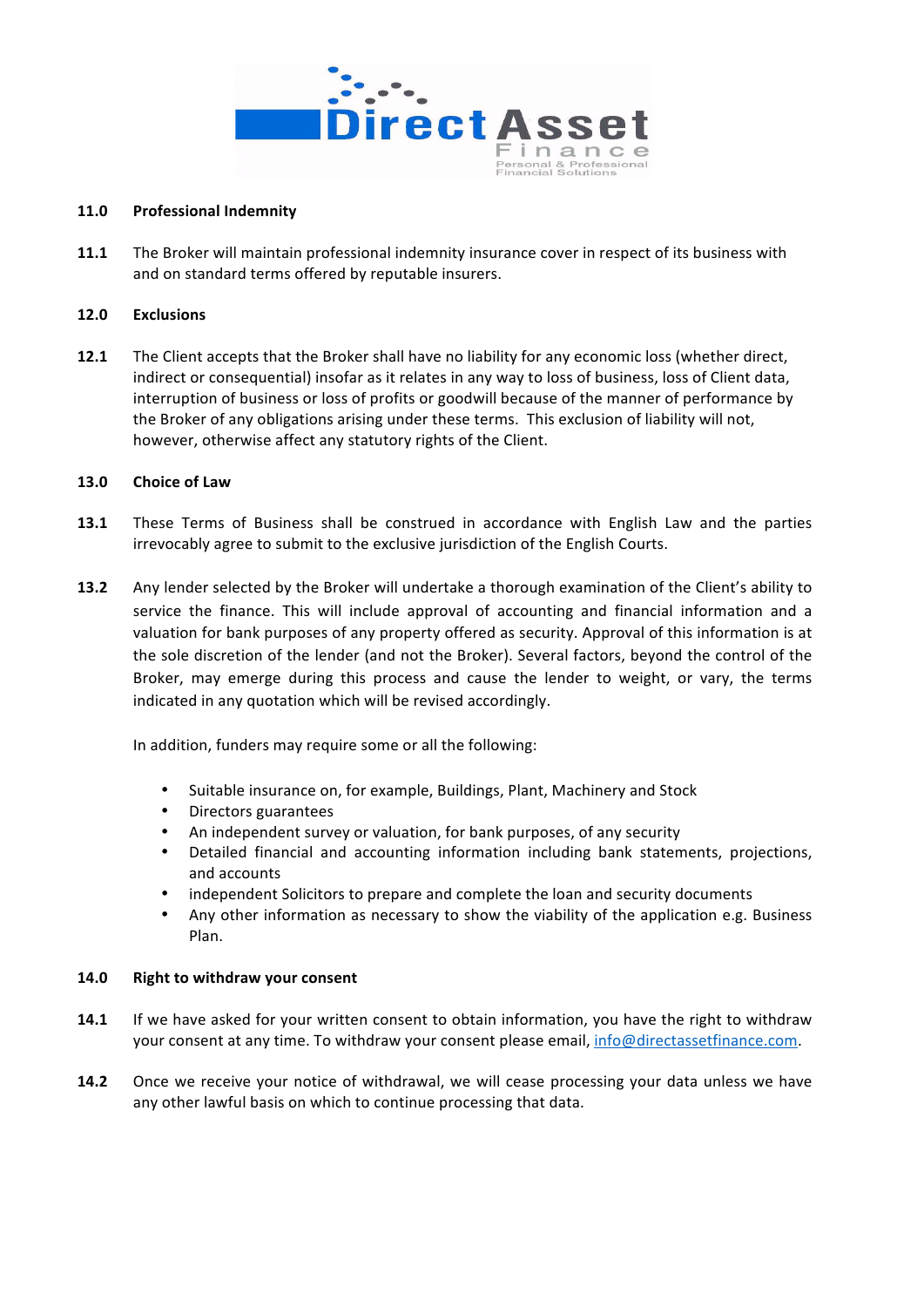**11.0 Professional Indemnity**

**11.1** The Broker will maintain professional indemnity insurance cover in respect of its business with and on standard terms offered by reputable insurers.

**12.0 Exclusions**

**12.1** The Client accepts that the Broker shall have no liability for any economic loss (whether direct, indirect or consequential) insofar as it relates in any way to loss of business, loss of Client data, interruption of business or loss of profits or goodwill because of the manner of performance by the Broker of any obligations arising under these terms. This exclusion of liability will not, however, otherwise affect any statutory rights of the Client.

**13.0 Choice of Law**

**13.1** These Terms of Business shall be construed in accordance with English Law and the parties irrevocably agree to submit to the exclusive jurisdiction of the English Courts.

**13.2** Any lender selected by the Broker will undertake a thorough examination of the Client's ability to service the finance. This will include approval of accounting and financial information and a valuation for bank purposes of any property offered as security. Approval of this information is at the sole discretion of the lender (and not the Broker). Several factors, beyond the control of the Broker, may emerge during this process and cause the lender to weight, or vary, the terms indicated in any quotation which will be revised accordingly.

In addition, funders may require some or all the following:

- Suitable insurance on, for example, Buildings, Plant, Machinery and Stock
- Directors guarantees
- An independent survey or valuation, for bank purposes, of any security
- Detailed financial and accounting information including bank statements, projections, and accounts
- independent Solicitors to prepare and complete the loan and security documents
- Any other information as necessary to show the viability of the application e.g. Business Plan.

**14.0 Right to withdraw your consent**

**14.1** If we have asked for your written consent to obtain information, you have the right to withdraw your consent at any time. To withdraw your consent please email, info@directassetfinance.com.

**14.2** Once we receive your notice of withdrawal, we will cease processing your data unless we have any other lawful basis on which to continue processing that data.